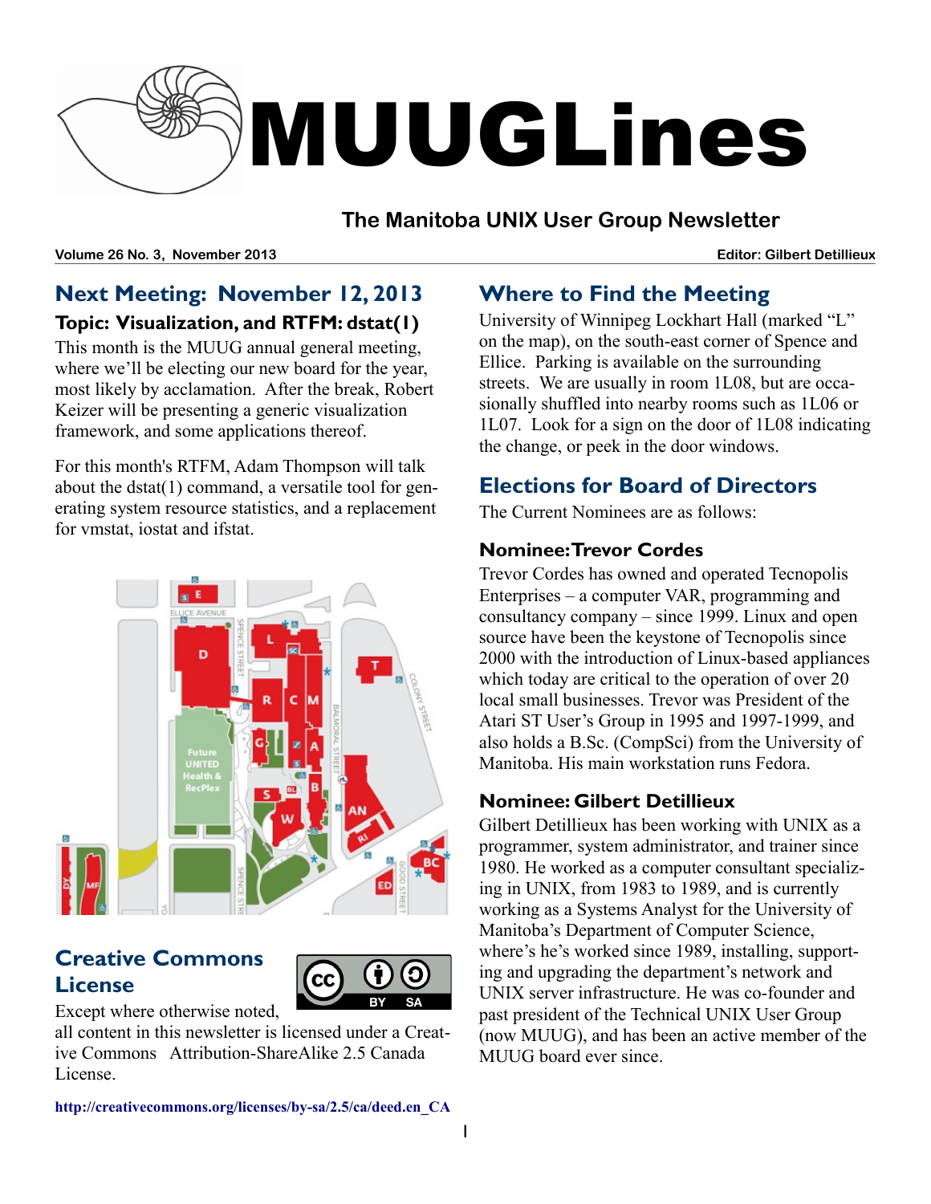# MUUGLines

## The Manitoba UNIX User Group Newsletter

**Volume 26 No. 3, November 2013** **Editor: Gilbert Detillieux**

## Next Meeting: November 12, 2013

### Topic: Visualization, and RTFM: dstat(1)

This month is the MUUG annual general meeting, where we'll be electing our new board for the year, most likely by acclamation. After the break, Robert Keizer will be presenting a generic visualization framework, and some applications thereof.

For this month's RTFM, Adam Thompson will talk about the dstat(1) command, a versatile tool for generating system resource statistics, and a replacement for vmstat, iostat and ifstat.

## Creative Commons License

Except where otherwise noted, all content in this newsletter is licensed under a Creative Commons Attribution-ShareAlike 2.5 Canada License.

http://creativecommons.org/licenses/by-sa/2.5/ca/deed.en_CA

## Where to Find the Meeting

University of Winnipeg Lockhart Hall (marked "L" on the map), on the south-east corner of Spence and Ellice. Parking is available on the surrounding streets. We are usually in room 1L08, but are occasionally shuffled into nearby rooms such as 1L06 or 1L07. Look for a sign on the door of 1L08 indicating the change, or peek in the door windows.

## Elections for Board of Directors

The Current Nominees are as follows:

### Nominee: Trevor Cordes

Trevor Cordes has owned and operated Tecnopolis Enterprises – a computer VAR, programming and consultancy company – since 1999. Linux and open source have been the keystone of Tecnopolis since 2000 with the introduction of Linux-based appliances which today are critical to the operation of over 20 local small businesses. Trevor was President of the Atari ST User's Group in 1995 and 1997-1999, and also holds a B.Sc. (CompSci) from the University of Manitoba. His main workstation runs Fedora.

### Nominee: Gilbert Detillieux

Gilbert Detillieux has been working with UNIX as a programmer, system administrator, and trainer since 1980. He worked as a computer consultant specializing in UNIX, from 1983 to 1989, and is currently working as a Systems Analyst for the University of Manitoba's Department of Computer Science, where's he's worked since 1989, installing, supporting and upgrading the department's network and UNIX server infrastructure. He was co-founder and past president of the Technical UNIX User Group (now MUUG), and has been an active member of the MUUG board ever since.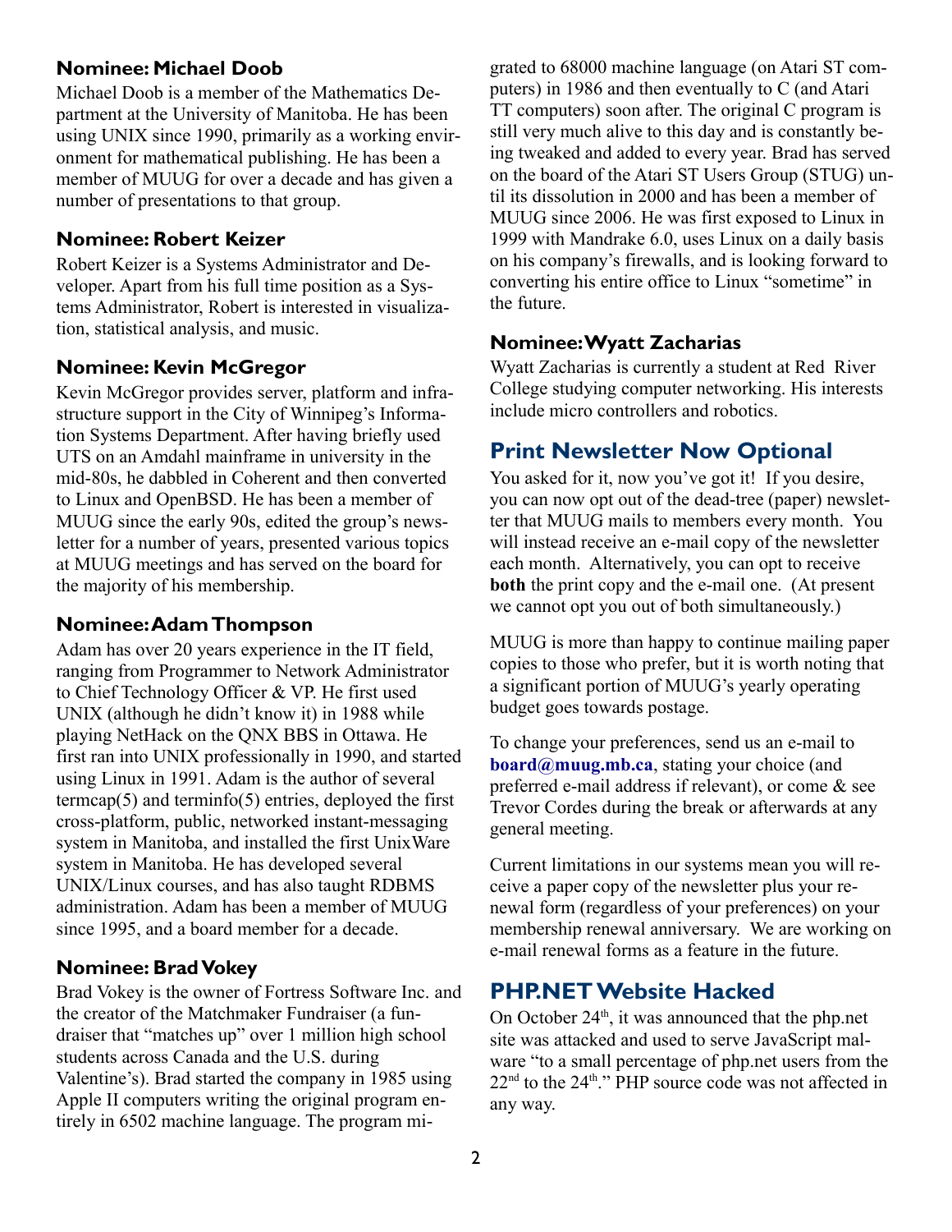### Nominee: Michael Doob

Michael Doob is a member of the Mathematics Department at the University of Manitoba. He has been using UNIX since 1990, primarily as a working environment for mathematical publishing. He has been a member of MUUG for over a decade and has given a number of presentations to that group.

### Nominee: Robert Keizer

Robert Keizer is a Systems Administrator and Developer. Apart from his full time position as a Systems Administrator, Robert is interested in visualization, statistical analysis, and music.

### Nominee: Kevin McGregor

Kevin McGregor provides server, platform and infrastructure support in the City of Winnipeg's Information Systems Department. After having briefly used UTS on an Amdahl mainframe in university in the mid-80s, he dabbled in Coherent and then converted to Linux and OpenBSD. He has been a member of MUUG since the early 90s, edited the group's newsletter for a number of years, presented various topics at MUUG meetings and has served on the board for the majority of his membership.

### Nominee: Adam Thompson

Adam has over 20 years experience in the IT field, ranging from Programmer to Network Administrator to Chief Technology Officer & VP. He first used UNIX (although he didn't know it) in 1988 while playing NetHack on the QNX BBS in Ottawa. He first ran into UNIX professionally in 1990, and started using Linux in 1991. Adam is the author of several termcap(5) and terminfo(5) entries, deployed the first cross-platform, public, networked instant-messaging system in Manitoba, and installed the first UnixWare system in Manitoba. He has developed several UNIX/Linux courses, and has also taught RDBMS administration. Adam has been a member of MUUG since 1995, and a board member for a decade.

### Nominee: Brad Vokey

Brad Vokey is the owner of Fortress Software Inc. and the creator of the Matchmaker Fundraiser (a fundraiser that "matches up" over 1 million high school students across Canada and the U.S. during Valentine's). Brad started the company in 1985 using Apple II computers writing the original program entirely in 6502 machine language. The program migrated to 68000 machine language (on Atari ST computers) in 1986 and then eventually to C (and Atari TT computers) soon after. The original C program is still very much alive to this day and is constantly being tweaked and added to every year. Brad has served on the board of the Atari ST Users Group (STUG) until its dissolution in 2000 and has been a member of MUUG since 2006. He was first exposed to Linux in 1999 with Mandrake 6.0, uses Linux on a daily basis on his company's firewalls, and is looking forward to converting his entire office to Linux "sometime" in the future.

### Nominee: Wyatt Zacharias

Wyatt Zacharias is currently a student at Red River College studying computer networking. His interests include micro controllers and robotics.

## Print Newsletter Now Optional

You asked for it, now you've got it! If you desire, you can now opt out of the dead-tree (paper) newsletter that MUUG mails to members every month. You will instead receive an e-mail copy of the newsletter each month. Alternatively, you can opt to receive **both** the print copy and the e-mail one. (At present we cannot opt you out of both simultaneously.)

MUUG is more than happy to continue mailing paper copies to those who prefer, but it is worth noting that a significant portion of MUUG's yearly operating budget goes towards postage.

To change your preferences, send us an e-mail to **board@muug.mb.ca**, stating your choice (and preferred e-mail address if relevant), or come & see Trevor Cordes during the break or afterwards at any general meeting.

Current limitations in our systems mean you will receive a paper copy of the newsletter plus your renewal form (regardless of your preferences) on your membership renewal anniversary. We are working on e-mail renewal forms as a feature in the future.

## PHP.NET Website Hacked

On October 24th, it was announced that the php.net site was attacked and used to serve JavaScript malware "to a small percentage of php.net users from the 22nd to the 24th." PHP source code was not affected in any way.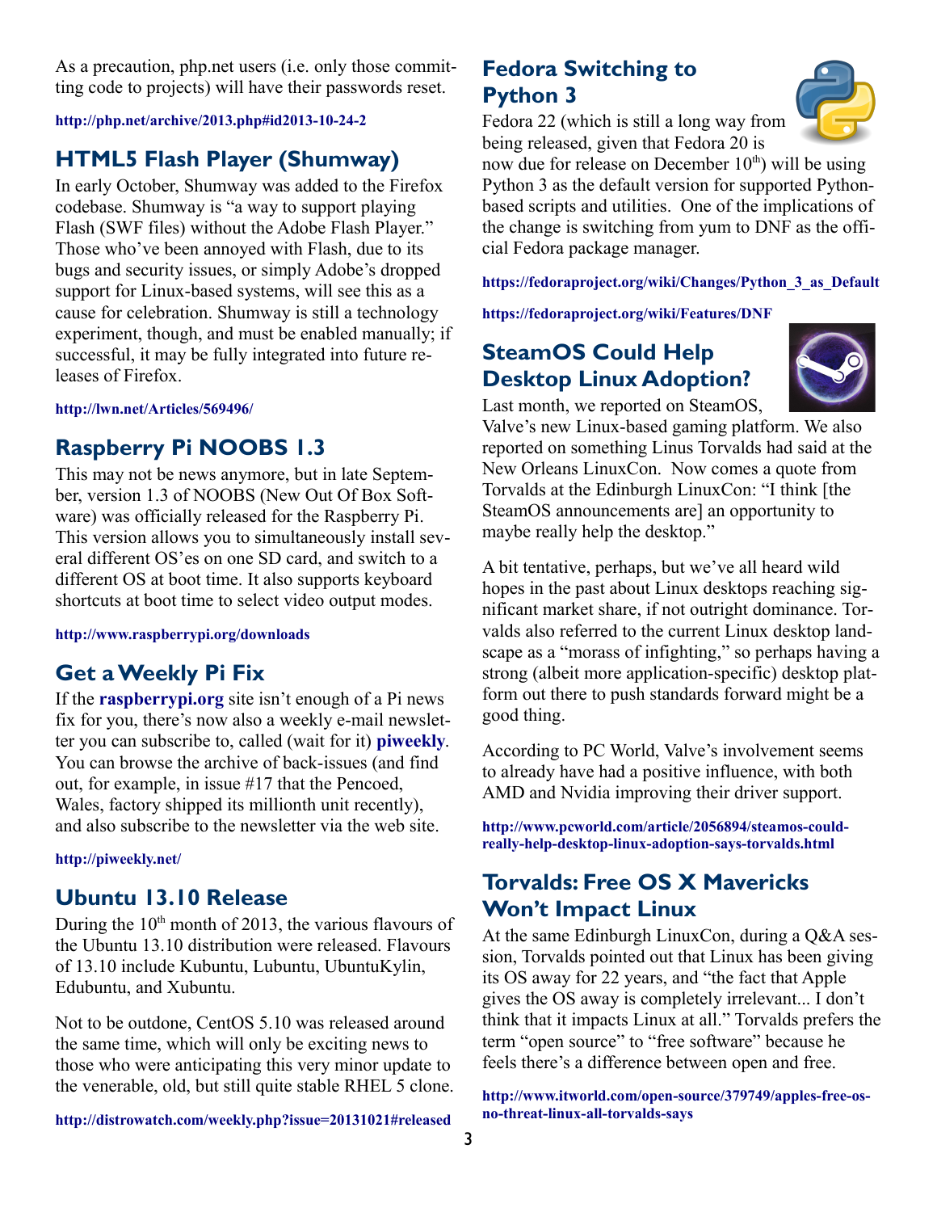As a precaution, php.net users (i.e. only those committing code to projects) will have their passwords reset.

**http://php.net/archive/2013.php#id2013-10-24-2**

## HTML5 Flash Player (Shumway)

In early October, Shumway was added to the Firefox codebase. Shumway is "a way to support playing Flash (SWF files) without the Adobe Flash Player." Those who've been annoyed with Flash, due to its bugs and security issues, or simply Adobe's dropped support for Linux-based systems, will see this as a cause for celebration. Shumway is still a technology experiment, though, and must be enabled manually; if successful, it may be fully integrated into future releases of Firefox.

**http://lwn.net/Articles/569496/**

## Raspberry Pi NOOBS 1.3

This may not be news anymore, but in late September, version 1.3 of NOOBS (New Out Of Box Software) was officially released for the Raspberry Pi. This version allows you to simultaneously install several different OS'es on one SD card, and switch to a different OS at boot time. It also supports keyboard shortcuts at boot time to select video output modes.

**http://www.raspberrypi.org/downloads**

## Get a Weekly Pi Fix

If the **raspberrypi.org** site isn't enough of a Pi news fix for you, there's now also a weekly e-mail newsletter you can subscribe to, called (wait for it) **piweekly**. You can browse the archive of back-issues (and find out, for example, in issue #17 that the Pencoed, Wales, factory shipped its millionth unit recently), and also subscribe to the newsletter via the web site.

**http://piweekly.net/**

## Ubuntu 13.10 Release

During the 10th month of 2013, the various flavours of the Ubuntu 13.10 distribution were released. Flavours of 13.10 include Kubuntu, Lubuntu, UbuntuKylin, Edubuntu, and Xubuntu.

Not to be outdone, CentOS 5.10 was released around the same time, which will only be exciting news to those who were anticipating this very minor update to the venerable, old, but still quite stable RHEL 5 clone.

**http://distrowatch.com/weekly.php?issue=20131021#released**

## Fedora Switching to Python 3

Fedora 22 (which is still a long way from being released, given that Fedora 20 is now due for release on December 10th) will be using Python 3 as the default version for supported Python-based scripts and utilities. One of the implications of the change is switching from yum to DNF as the official Fedora package manager.

**https://fedoraproject.org/wiki/Changes/Python_3_as_Default**

**https://fedoraproject.org/wiki/Features/DNF**

## SteamOS Could Help Desktop Linux Adoption?

Last month, we reported on SteamOS, Valve's new Linux-based gaming platform. We also reported on something Linus Torvalds had said at the New Orleans LinuxCon. Now comes a quote from Torvalds at the Edinburgh LinuxCon: "I think [the SteamOS announcements are] an opportunity to maybe really help the desktop."

A bit tentative, perhaps, but we've all heard wild hopes in the past about Linux desktops reaching significant market share, if not outright dominance. Torvalds also referred to the current Linux desktop landscape as a "morass of infighting," so perhaps having a strong (albeit more application-specific) desktop platform out there to push standards forward might be a good thing.

According to PC World, Valve's involvement seems to already have had a positive influence, with both AMD and Nvidia improving their driver support.

**http://www.pcworld.com/article/2056894/steamos-could-really-help-desktop-linux-adoption-says-torvalds.html**

## Torvalds: Free OS X Mavericks Won't Impact Linux

At the same Edinburgh LinuxCon, during a Q&A session, Torvalds pointed out that Linux has been giving its OS away for 22 years, and "the fact that Apple gives the OS away is completely irrelevant... I don't think that it impacts Linux at all." Torvalds prefers the term "open source" to "free software" because he feels there's a difference between open and free.

**http://www.itworld.com/open-source/379749/apples-free-os-no-threat-linux-all-torvalds-says**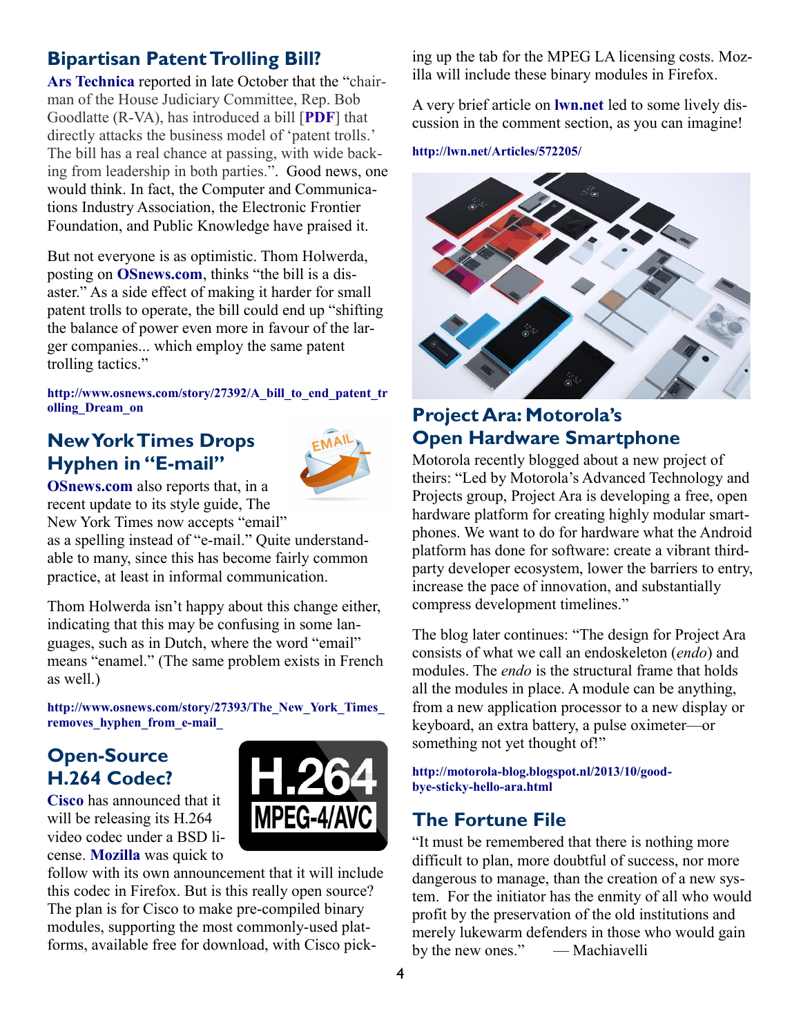## Bipartisan Patent Trolling Bill?

**Ars Technica** reported in late October that the "chairman of the House Judiciary Committee, Rep. Bob Goodlatte (R-VA), has introduced a bill [**PDF**] that directly attacks the business model of 'patent trolls.' The bill has a real chance at passing, with wide backing from leadership in both parties.". Good news, one would think. In fact, the Computer and Communications Industry Association, the Electronic Frontier Foundation, and Public Knowledge have praised it.

But not everyone is as optimistic. Thom Holwerda, posting on **OSnews.com**, thinks "the bill is a disaster." As a side effect of making it harder for small patent trolls to operate, the bill could end up "shifting the balance of power even more in favour of the larger companies... which employ the same patent trolling tactics."

**http://www.osnews.com/story/27392/A_bill_to_end_patent_trolling_Dream_on**

## New York Times Drops Hyphen in "E-mail"

**OSnews.com** also reports that, in a recent update to its style guide, The New York Times now accepts "email" as a spelling instead of "e-mail." Quite understandable to many, since this has become fairly common practice, at least in informal communication.

Thom Holwerda isn't happy about this change either, indicating that this may be confusing in some languages, such as in Dutch, where the word "email" means "enamel." (The same problem exists in French as well.)

**http://www.osnews.com/story/27393/The_New_York_Times_removes_hyphen_from_e-mail_**

## Open-Source H.264 Codec?

**Cisco** has announced that it will be releasing its H.264 video codec under a BSD license. **Mozilla** was quick to follow with its own announcement that it will include this codec in Firefox. But is this really open source? The plan is for Cisco to make pre-compiled binary modules, supporting the most commonly-used platforms, available free for download, with Cisco picking up the tab for the MPEG LA licensing costs. Mozilla will include these binary modules in Firefox.

A very brief article on **lwn.net** led to some lively discussion in the comment section, as you can imagine!

**http://lwn.net/Articles/572205/**

## Project Ara: Motorola's Open Hardware Smartphone

Motorola recently blogged about a new project of theirs: "Led by Motorola's Advanced Technology and Projects group, Project Ara is developing a free, open hardware platform for creating highly modular smartphones. We want to do for hardware what the Android platform has done for software: create a vibrant third-party developer ecosystem, lower the barriers to entry, increase the pace of innovation, and substantially compress development timelines."

The blog later continues: "The design for Project Ara consists of what we call an endoskeleton (*endo*) and modules. The *endo* is the structural frame that holds all the modules in place. A module can be anything, from a new application processor to a new display or keyboard, an extra battery, a pulse oximeter—or something not yet thought of!"

**http://motorola-blog.blogspot.nl/2013/10/goodbye-sticky-hello-ara.html**

## The Fortune File

"It must be remembered that there is nothing more difficult to plan, more doubtful of success, nor more dangerous to manage, than the creation of a new system. For the initiator has the enmity of all who would profit by the preservation of the old institutions and merely lukewarm defenders in those who would gain by the new ones." — Machiavelli